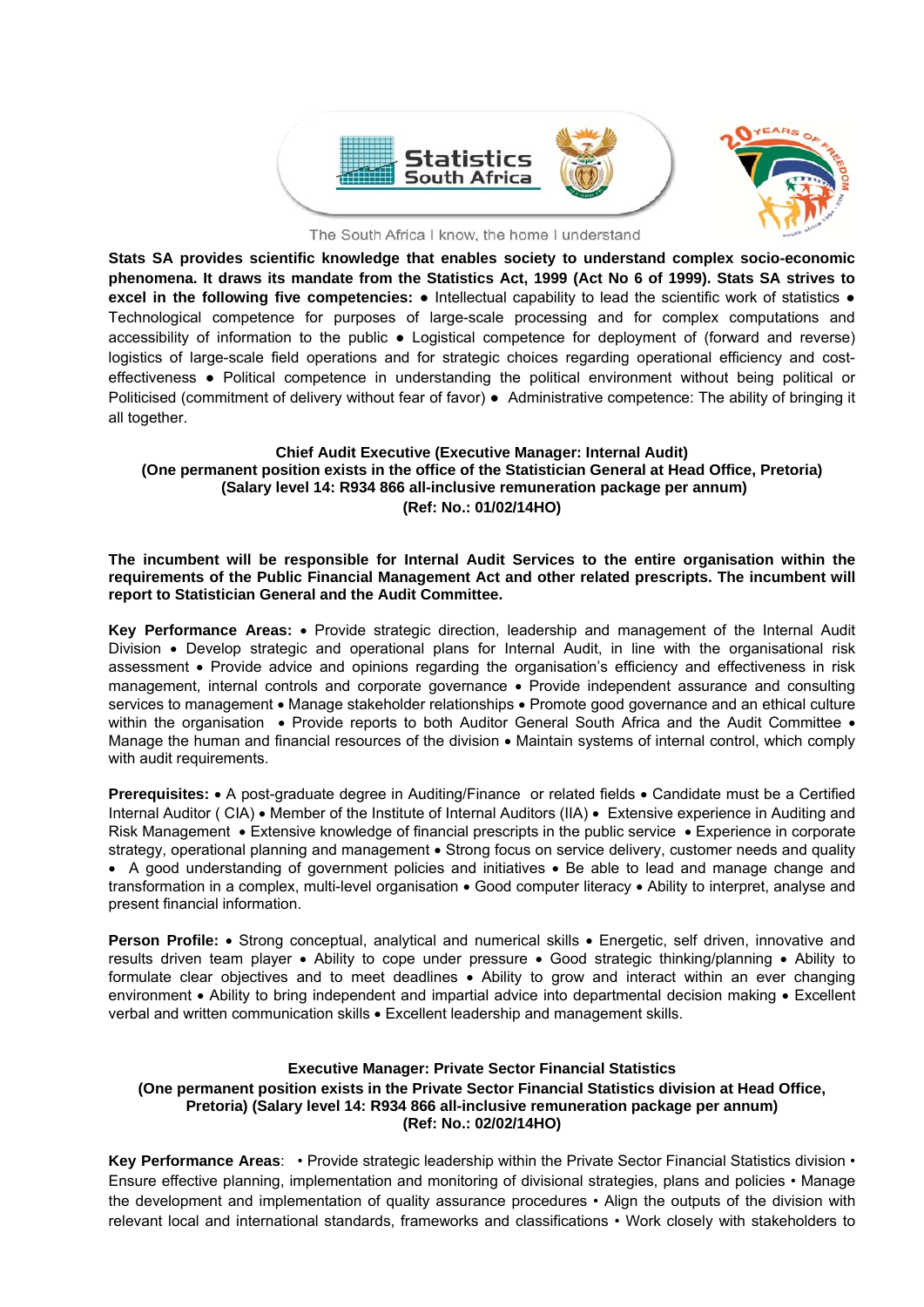Statistics South Africa

The South Africa I know, the home I understand

**Stats SA provides scientific knowledge that enables society to understand complex socio-economic phenomena. It draws its mandate from the Statistics Act, 1999 (Act No 6 of 1999). Stats SA strives to excel in the following five competencies:** ● Intellectual capability to lead the scientific work of statistics ● Technological competence for purposes of large-scale processing and for complex computations and accessibility of information to the public ● Logistical competence for deployment of (forward and reverse) logistics of large-scale field operations and for strategic choices regarding operational efficiency and cost-effectiveness ● Political competence in understanding the political environment without being political or Politicised (commitment of delivery without fear of favor) ● Administrative competence: The ability of bringing it all together.

**Chief Audit Executive (Executive Manager: Internal Audit)**
**(One permanent position exists in the office of the Statistician General at Head Office, Pretoria)**
**(Salary level 14: R934 866 all-inclusive remuneration package per annum)**
**(Ref: No.: 01/02/14HO)**

**The incumbent will be responsible for Internal Audit Services to the entire organisation within the requirements of the Public Financial Management Act and other related prescripts. The incumbent will report to Statistician General and the Audit Committee.**

**Key Performance Areas:** • Provide strategic direction, leadership and management of the Internal Audit Division • Develop strategic and operational plans for Internal Audit, in line with the organisational risk assessment • Provide advice and opinions regarding the organisation's efficiency and effectiveness in risk management, internal controls and corporate governance • Provide independent assurance and consulting services to management • Manage stakeholder relationships • Promote good governance and an ethical culture within the organisation • Provide reports to both Auditor General South Africa and the Audit Committee • Manage the human and financial resources of the division • Maintain systems of internal control, which comply with audit requirements.

**Prerequisites:** • A post-graduate degree in Auditing/Finance or related fields • Candidate must be a Certified Internal Auditor ( CIA) • Member of the Institute of Internal Auditors (IIA) • Extensive experience in Auditing and Risk Management • Extensive knowledge of financial prescripts in the public service • Experience in corporate strategy, operational planning and management • Strong focus on service delivery, customer needs and quality • A good understanding of government policies and initiatives • Be able to lead and manage change and transformation in a complex, multi-level organisation • Good computer literacy • Ability to interpret, analyse and present financial information.

**Person Profile:** • Strong conceptual, analytical and numerical skills • Energetic, self driven, innovative and results driven team player • Ability to cope under pressure • Good strategic thinking/planning • Ability to formulate clear objectives and to meet deadlines • Ability to grow and interact within an ever changing environment • Ability to bring independent and impartial advice into departmental decision making • Excellent verbal and written communication skills • Excellent leadership and management skills.

**Executive Manager: Private Sector Financial Statistics**
**(One permanent position exists in the Private Sector Financial Statistics division at Head Office, Pretoria) (Salary level 14: R934 866 all-inclusive remuneration package per annum)**
**(Ref: No.: 02/02/14HO)**

**Key Performance Areas**: • Provide strategic leadership within the Private Sector Financial Statistics division • Ensure effective planning, implementation and monitoring of divisional strategies, plans and policies • Manage the development and implementation of quality assurance procedures • Align the outputs of the division with relevant local and international standards, frameworks and classifications • Work closely with stakeholders to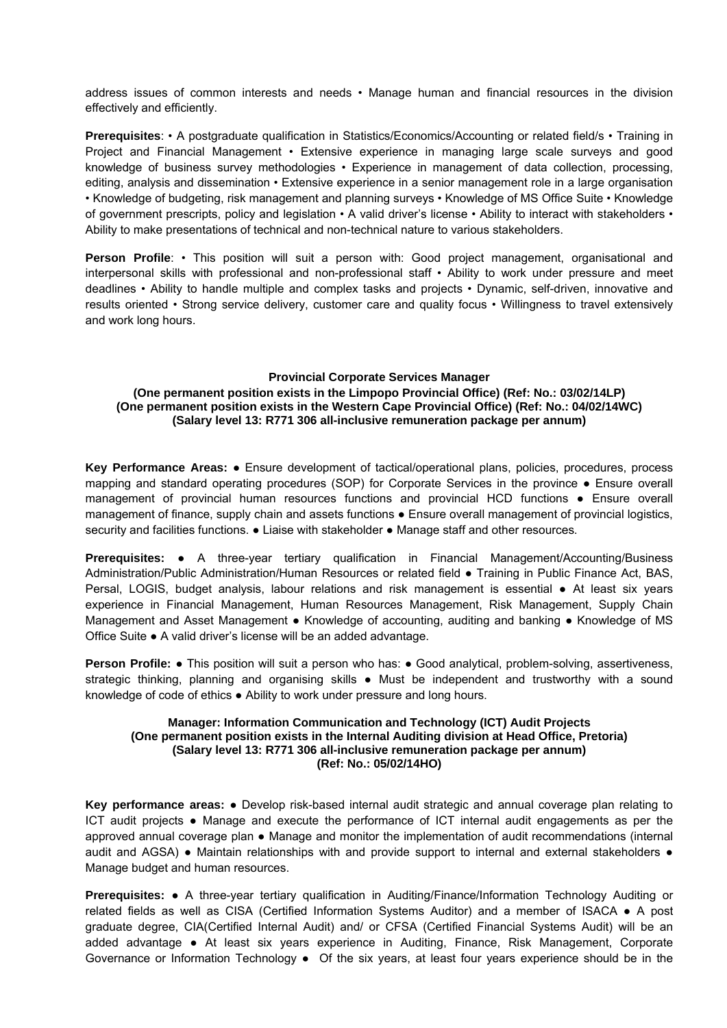address issues of common interests and needs • Manage human and financial resources in the division effectively and efficiently.

**Prerequisites**: • A postgraduate qualification in Statistics/Economics/Accounting or related field/s • Training in Project and Financial Management • Extensive experience in managing large scale surveys and good knowledge of business survey methodologies • Experience in management of data collection, processing, editing, analysis and dissemination • Extensive experience in a senior management role in a large organisation • Knowledge of budgeting, risk management and planning surveys • Knowledge of MS Office Suite • Knowledge of government prescripts, policy and legislation • A valid driver's license • Ability to interact with stakeholders • Ability to make presentations of technical and non-technical nature to various stakeholders.

**Person Profile**: • This position will suit a person with: Good project management, organisational and interpersonal skills with professional and non-professional staff • Ability to work under pressure and meet deadlines • Ability to handle multiple and complex tasks and projects • Dynamic, self-driven, innovative and results oriented • Strong service delivery, customer care and quality focus • Willingness to travel extensively and work long hours.

### Provincial Corporate Services Manager
**(One permanent position exists in the Limpopo Provincial Office) (Ref: No.: 03/02/14LP)**
**(One permanent position exists in the Western Cape Provincial Office) (Ref: No.: 04/02/14WC)**
**(Salary level 13: R771 306 all-inclusive remuneration package per annum)**

**Key Performance Areas:** ● Ensure development of tactical/operational plans, policies, procedures, process mapping and standard operating procedures (SOP) for Corporate Services in the province ● Ensure overall management of provincial human resources functions and provincial HCD functions ● Ensure overall management of finance, supply chain and assets functions ● Ensure overall management of provincial logistics, security and facilities functions. ● Liaise with stakeholder ● Manage staff and other resources.

**Prerequisites:** ● A three-year tertiary qualification in Financial Management/Accounting/Business Administration/Public Administration/Human Resources or related field ● Training in Public Finance Act, BAS, Persal, LOGIS, budget analysis, labour relations and risk management is essential ● At least six years experience in Financial Management, Human Resources Management, Risk Management, Supply Chain Management and Asset Management ● Knowledge of accounting, auditing and banking ● Knowledge of MS Office Suite ● A valid driver's license will be an added advantage.

**Person Profile:** ● This position will suit a person who has: ● Good analytical, problem-solving, assertiveness, strategic thinking, planning and organising skills ● Must be independent and trustworthy with a sound knowledge of code of ethics ● Ability to work under pressure and long hours.

### Manager: Information Communication and Technology (ICT) Audit Projects
**(One permanent position exists in the Internal Auditing division at Head Office, Pretoria)**
**(Salary level 13: R771 306 all-inclusive remuneration package per annum)**
**(Ref: No.: 05/02/14HO)**

**Key performance areas:** ● Develop risk-based internal audit strategic and annual coverage plan relating to ICT audit projects ● Manage and execute the performance of ICT internal audit engagements as per the approved annual coverage plan ● Manage and monitor the implementation of audit recommendations (internal audit and AGSA) ● Maintain relationships with and provide support to internal and external stakeholders ● Manage budget and human resources.

**Prerequisites:** ● A three-year tertiary qualification in Auditing/Finance/Information Technology Auditing or related fields as well as CISA (Certified Information Systems Auditor) and a member of ISACA ● A post graduate degree, CIA(Certified Internal Audit) and/ or CFSA (Certified Financial Systems Audit) will be an added advantage ● At least six years experience in Auditing, Finance, Risk Management, Corporate Governance or Information Technology ● Of the six years, at least four years experience should be in the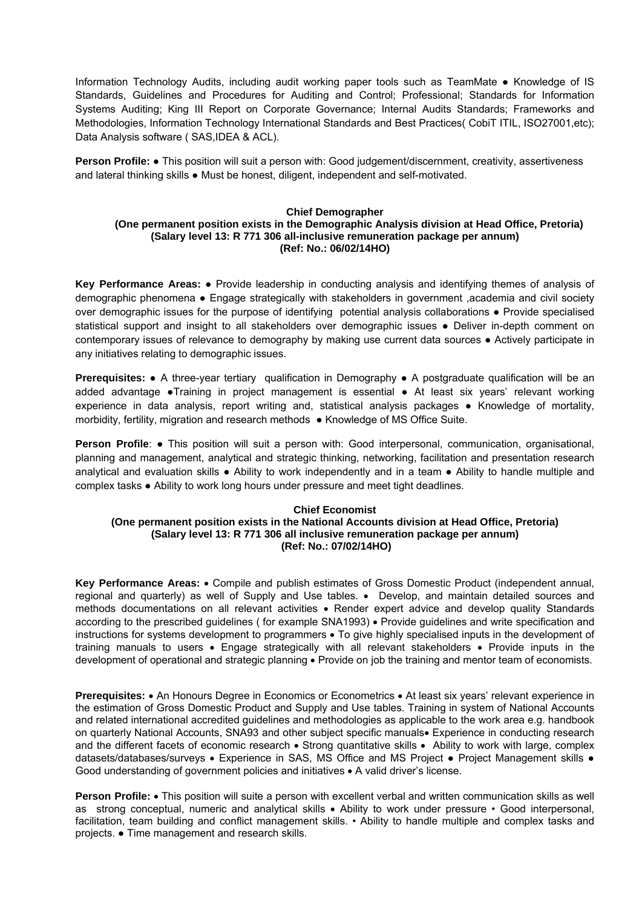Information Technology Audits, including audit working paper tools such as TeamMate ● Knowledge of IS Standards, Guidelines and Procedures for Auditing and Control; Professional; Standards for Information Systems Auditing; King III Report on Corporate Governance; Internal Audits Standards; Frameworks and Methodologies, Information Technology International Standards and Best Practices( CobiT ITIL, ISO27001,etc); Data Analysis software ( SAS,IDEA & ACL).

**Person Profile:** ● This position will suit a person with: Good judgement/discernment, creativity, assertiveness and lateral thinking skills ● Must be honest, diligent, independent and self-motivated.

**Chief Demographer**
**(One permanent position exists in the Demographic Analysis division at Head Office, Pretoria)**
**(Salary level 13: R 771 306 all-inclusive remuneration package per annum)**
**(Ref: No.: 06/02/14HO)**

**Key Performance Areas:** ● Provide leadership in conducting analysis and identifying themes of analysis of demographic phenomena ● Engage strategically with stakeholders in government ,academia and civil society over demographic issues for the purpose of identifying potential analysis collaborations ● Provide specialised statistical support and insight to all stakeholders over demographic issues ● Deliver in-depth comment on contemporary issues of relevance to demography by making use current data sources ● Actively participate in any initiatives relating to demographic issues.

**Prerequisites:** ● A three-year tertiary qualification in Demography ● A postgraduate qualification will be an added advantage ●Training in project management is essential ● At least six years' relevant working experience in data analysis, report writing and, statistical analysis packages ● Knowledge of mortality, morbidity, fertility, migration and research methods ● Knowledge of MS Office Suite.

**Person Profile**: ● This position will suit a person with: Good interpersonal, communication, organisational, planning and management, analytical and strategic thinking, networking, facilitation and presentation research analytical and evaluation skills ● Ability to work independently and in a team ● Ability to handle multiple and complex tasks ● Ability to work long hours under pressure and meet tight deadlines.

**Chief Economist**
**(One permanent position exists in the National Accounts division at Head Office, Pretoria)**
**(Salary level 13: R 771 306 all inclusive remuneration package per annum)**
**(Ref: No.: 07/02/14HO)**

**Key Performance Areas:** • Compile and publish estimates of Gross Domestic Product (independent annual, regional and quarterly) as well of Supply and Use tables. • Develop, and maintain detailed sources and methods documentations on all relevant activities • Render expert advice and develop quality Standards according to the prescribed guidelines ( for example SNA1993) • Provide guidelines and write specification and instructions for systems development to programmers • To give highly specialised inputs in the development of training manuals to users • Engage strategically with all relevant stakeholders • Provide inputs in the development of operational and strategic planning • Provide on job the training and mentor team of economists.

**Prerequisites:** • An Honours Degree in Economics or Econometrics • At least six years' relevant experience in the estimation of Gross Domestic Product and Supply and Use tables. Training in system of National Accounts and related international accredited guidelines and methodologies as applicable to the work area e.g. handbook on quarterly National Accounts, SNA93 and other subject specific manuals• Experience in conducting research and the different facets of economic research • Strong quantitative skills • Ability to work with large, complex datasets/databases/surveys • Experience in SAS, MS Office and MS Project ● Project Management skills ● Good understanding of government policies and initiatives • A valid driver's license.

**Person Profile:** • This position will suite a person with excellent verbal and written communication skills as well as strong conceptual, numeric and analytical skills • Ability to work under pressure • Good interpersonal, facilitation, team building and conflict management skills. • Ability to handle multiple and complex tasks and projects. ● Time management and research skills.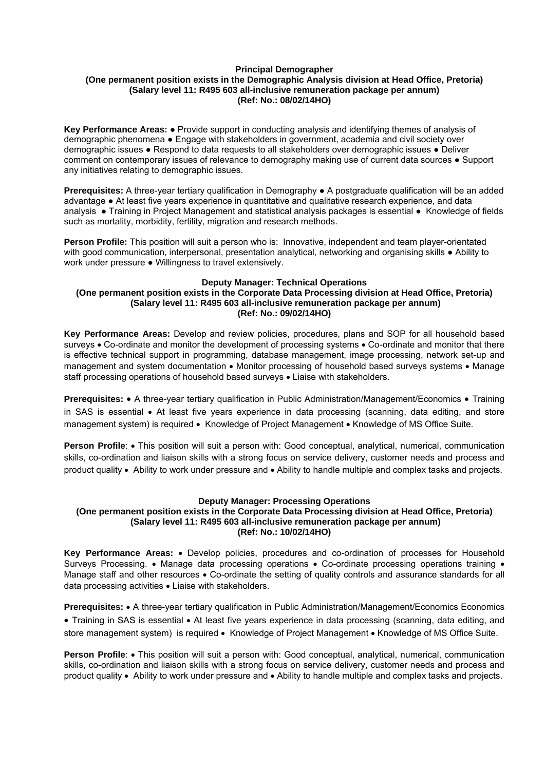**Principal Demographer**
**(One permanent position exists in the Demographic Analysis division at Head Office, Pretoria)**
**(Salary level 11: R495 603 all-inclusive remuneration package per annum)**
**(Ref: No.: 08/02/14HO)**

**Key Performance Areas:** ● Provide support in conducting analysis and identifying themes of analysis of demographic phenomena ● Engage with stakeholders in government, academia and civil society over demographic issues ● Respond to data requests to all stakeholders over demographic issues ● Deliver comment on contemporary issues of relevance to demography making use of current data sources ● Support any initiatives relating to demographic issues.

**Prerequisites:** A three-year tertiary qualification in Demography ● A postgraduate qualification will be an added advantage ● At least five years experience in quantitative and qualitative research experience, and data analysis ● Training in Project Management and statistical analysis packages is essential ● Knowledge of fields such as mortality, morbidity, fertility, migration and research methods.

**Person Profile:** This position will suit a person who is: Innovative, independent and team player-orientated with good communication, interpersonal, presentation analytical, networking and organising skills ● Ability to work under pressure ● Willingness to travel extensively.

**Deputy Manager: Technical Operations**
**(One permanent position exists in the Corporate Data Processing division at Head Office, Pretoria)**
**(Salary level 11: R495 603 all-inclusive remuneration package per annum)**
**(Ref: No.: 09/02/14HO)**

**Key Performance Areas:** Develop and review policies, procedures, plans and SOP for all household based surveys • Co-ordinate and monitor the development of processing systems • Co-ordinate and monitor that there is effective technical support in programming, database management, image processing, network set-up and management and system documentation • Monitor processing of household based surveys systems • Manage staff processing operations of household based surveys • Liaise with stakeholders.

**Prerequisites:** • A three-year tertiary qualification in Public Administration/Management/Economics • Training in SAS is essential • At least five years experience in data processing (scanning, data editing, and store management system) is required • Knowledge of Project Management • Knowledge of MS Office Suite.

**Person Profile**: • This position will suit a person with: Good conceptual, analytical, numerical, communication skills, co-ordination and liaison skills with a strong focus on service delivery, customer needs and process and product quality • Ability to work under pressure and • Ability to handle multiple and complex tasks and projects.

**Deputy Manager: Processing Operations**
**(One permanent position exists in the Corporate Data Processing division at Head Office, Pretoria)**
**(Salary level 11: R495 603 all-inclusive remuneration package per annum)**
**(Ref: No.: 10/02/14HO)**

**Key Performance Areas:** • Develop policies, procedures and co-ordination of processes for Household Surveys Processing. • Manage data processing operations • Co-ordinate processing operations training • Manage staff and other resources • Co-ordinate the setting of quality controls and assurance standards for all data processing activities • Liaise with stakeholders.

**Prerequisites:** • A three-year tertiary qualification in Public Administration/Management/Economics Economics • Training in SAS is essential • At least five years experience in data processing (scanning, data editing, and store management system) is required • Knowledge of Project Management • Knowledge of MS Office Suite.

**Person Profile**: • This position will suit a person with: Good conceptual, analytical, numerical, communication skills, co-ordination and liaison skills with a strong focus on service delivery, customer needs and process and product quality • Ability to work under pressure and • Ability to handle multiple and complex tasks and projects.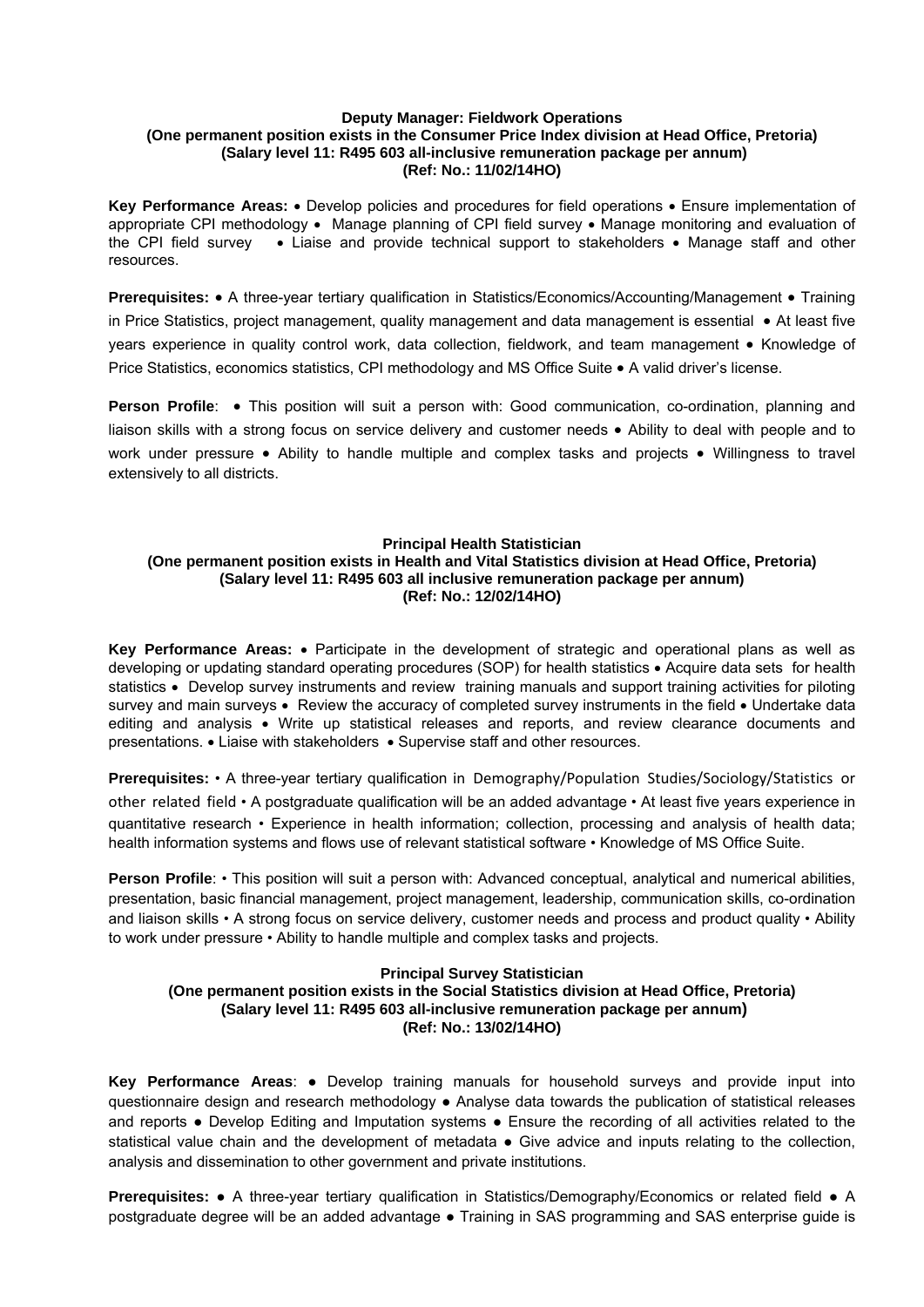**Deputy Manager: Fieldwork Operations**
**(One permanent position exists in the Consumer Price Index division at Head Office, Pretoria)**
**(Salary level 11: R495 603 all-inclusive remuneration package per annum)**
**(Ref: No.: 11/02/14HO)**

**Key Performance Areas:** • Develop policies and procedures for field operations • Ensure implementation of appropriate CPI methodology • Manage planning of CPI field survey • Manage monitoring and evaluation of the CPI field survey • Liaise and provide technical support to stakeholders • Manage staff and other resources.

**Prerequisites:** • A three-year tertiary qualification in Statistics/Economics/Accounting/Management • Training in Price Statistics, project management, quality management and data management is essential • At least five years experience in quality control work, data collection, fieldwork, and team management • Knowledge of Price Statistics, economics statistics, CPI methodology and MS Office Suite • A valid driver's license.

**Person Profile**: • This position will suit a person with: Good communication, co-ordination, planning and liaison skills with a strong focus on service delivery and customer needs • Ability to deal with people and to work under pressure • Ability to handle multiple and complex tasks and projects • Willingness to travel extensively to all districts.

**Principal Health Statistician**
**(One permanent position exists in Health and Vital Statistics division at Head Office, Pretoria)**
**(Salary level 11: R495 603 all inclusive remuneration package per annum)**
**(Ref: No.: 12/02/14HO)**

**Key Performance Areas:** • Participate in the development of strategic and operational plans as well as developing or updating standard operating procedures (SOP) for health statistics • Acquire data sets for health statistics • Develop survey instruments and review training manuals and support training activities for piloting survey and main surveys • Review the accuracy of completed survey instruments in the field • Undertake data editing and analysis • Write up statistical releases and reports, and review clearance documents and presentations. • Liaise with stakeholders • Supervise staff and other resources.

**Prerequisites:** • A three-year tertiary qualification in Demography/Population Studies/Sociology/Statistics or other related field • A postgraduate qualification will be an added advantage • At least five years experience in quantitative research • Experience in health information; collection, processing and analysis of health data; health information systems and flows use of relevant statistical software • Knowledge of MS Office Suite.

**Person Profile**: • This position will suit a person with: Advanced conceptual, analytical and numerical abilities, presentation, basic financial management, project management, leadership, communication skills, co-ordination and liaison skills • A strong focus on service delivery, customer needs and process and product quality • Ability to work under pressure • Ability to handle multiple and complex tasks and projects.

**Principal Survey Statistician**
**(One permanent position exists in the Social Statistics division at Head Office, Pretoria)**
**(Salary level 11: R495 603 all-inclusive remuneration package per annum)**
**(Ref: No.: 13/02/14HO)**

**Key Performance Areas**: ● Develop training manuals for household surveys and provide input into questionnaire design and research methodology ● Analyse data towards the publication of statistical releases and reports ● Develop Editing and Imputation systems ● Ensure the recording of all activities related to the statistical value chain and the development of metadata ● Give advice and inputs relating to the collection, analysis and dissemination to other government and private institutions.

**Prerequisites:** ● A three-year tertiary qualification in Statistics/Demography/Economics or related field ● A postgraduate degree will be an added advantage ● Training in SAS programming and SAS enterprise guide is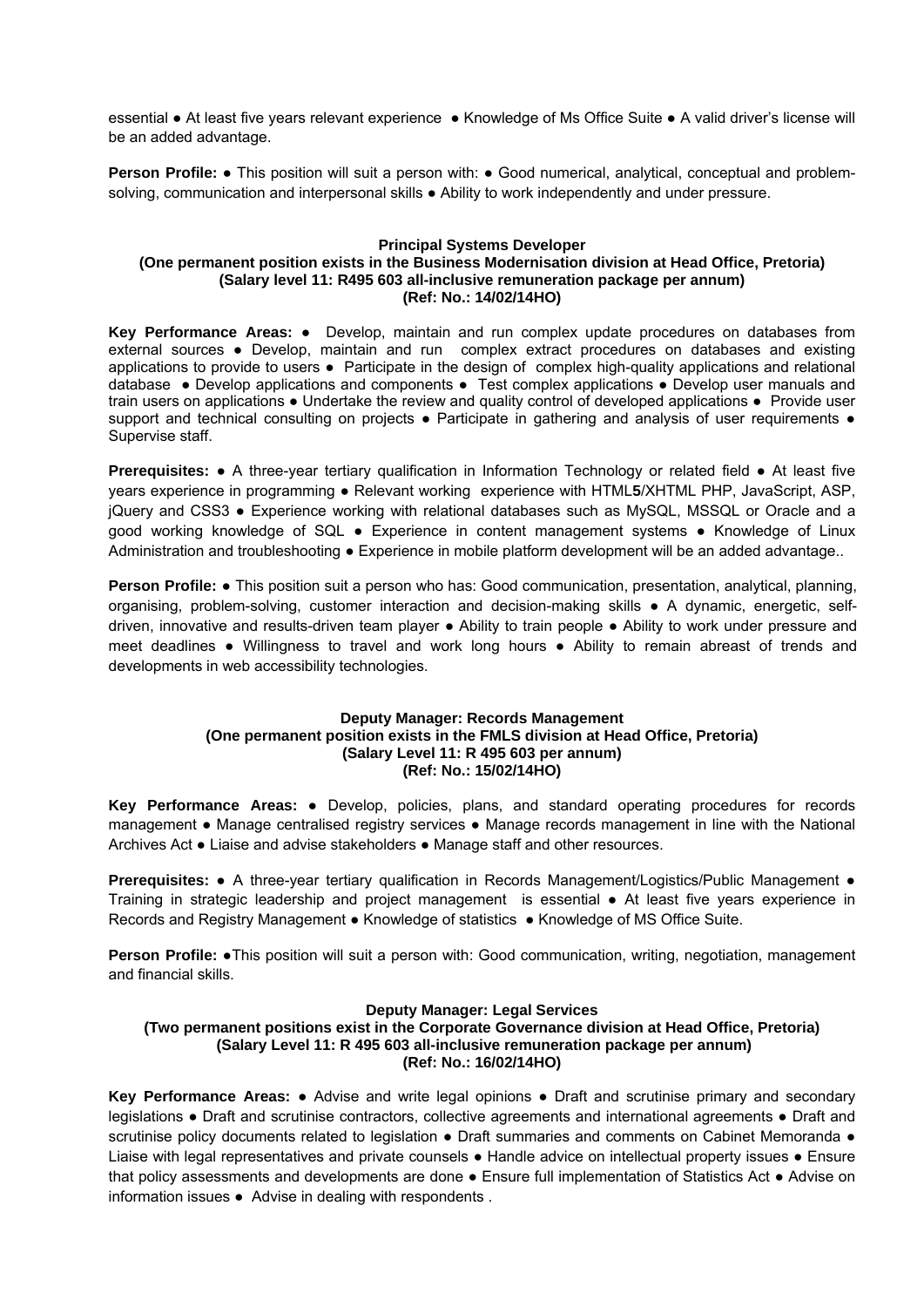essential ● At least five years relevant experience ● Knowledge of Ms Office Suite ● A valid driver's license will be an added advantage.

**Person Profile:** ● This position will suit a person with: ● Good numerical, analytical, conceptual and problem-solving, communication and interpersonal skills ● Ability to work independently and under pressure.

**Principal Systems Developer**
**(One permanent position exists in the Business Modernisation division at Head Office, Pretoria)**
**(Salary level 11: R495 603 all-inclusive remuneration package per annum)**
**(Ref: No.: 14/02/14HO)**

**Key Performance Areas:** ● Develop, maintain and run complex update procedures on databases from external sources ● Develop, maintain and run complex extract procedures on databases and existing applications to provide to users ● Participate in the design of complex high-quality applications and relational database ● Develop applications and components ● Test complex applications ● Develop user manuals and train users on applications ● Undertake the review and quality control of developed applications ● Provide user support and technical consulting on projects ● Participate in gathering and analysis of user requirements ● Supervise staff.

**Prerequisites:** ● A three-year tertiary qualification in Information Technology or related field ● At least five years experience in programming ● Relevant working experience with HTML**5**/XHTML PHP, JavaScript, ASP, jQuery and CSS3 ● Experience working with relational databases such as MySQL, MSSQL or Oracle and a good working knowledge of SQL ● Experience in content management systems ● Knowledge of Linux Administration and troubleshooting ● Experience in mobile platform development will be an added advantage..

**Person Profile:** ● This position suit a person who has: Good communication, presentation, analytical, planning, organising, problem-solving, customer interaction and decision-making skills ● A dynamic, energetic, self-driven, innovative and results-driven team player ● Ability to train people ● Ability to work under pressure and meet deadlines ● Willingness to travel and work long hours ● Ability to remain abreast of trends and developments in web accessibility technologies.

**Deputy Manager: Records Management**
**(One permanent position exists in the FMLS division at Head Office, Pretoria)**
**(Salary Level 11: R 495 603 per annum)**
**(Ref: No.: 15/02/14HO)**

**Key Performance Areas:** ● Develop, policies, plans, and standard operating procedures for records management ● Manage centralised registry services ● Manage records management in line with the National Archives Act ● Liaise and advise stakeholders ● Manage staff and other resources.

**Prerequisites:** ● A three-year tertiary qualification in Records Management/Logistics/Public Management ● Training in strategic leadership and project management is essential ● At least five years experience in Records and Registry Management ● Knowledge of statistics ● Knowledge of MS Office Suite.

**Person Profile:** ●This position will suit a person with: Good communication, writing, negotiation, management and financial skills.

**Deputy Manager: Legal Services**
**(Two permanent positions exist in the Corporate Governance division at Head Office, Pretoria)**
**(Salary Level 11: R 495 603 all-inclusive remuneration package per annum)**
**(Ref: No.: 16/02/14HO)**

**Key Performance Areas:** ● Advise and write legal opinions ● Draft and scrutinise primary and secondary legislations ● Draft and scrutinise contractors, collective agreements and international agreements ● Draft and scrutinise policy documents related to legislation ● Draft summaries and comments on Cabinet Memoranda ● Liaise with legal representatives and private counsels ● Handle advice on intellectual property issues ● Ensure that policy assessments and developments are done ● Ensure full implementation of Statistics Act ● Advise on information issues ● Advise in dealing with respondents .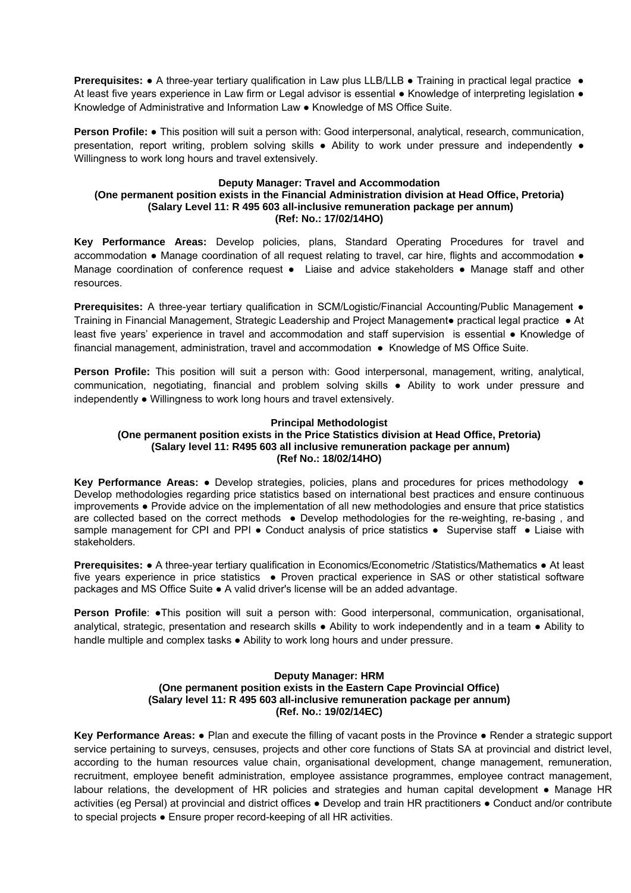**Prerequisites:** ● A three-year tertiary qualification in Law plus LLB/LLB ● Training in practical legal practice ● At least five years experience in Law firm or Legal advisor is essential ● Knowledge of interpreting legislation ● Knowledge of Administrative and Information Law ● Knowledge of MS Office Suite.

**Person Profile:** ● This position will suit a person with: Good interpersonal, analytical, research, communication, presentation, report writing, problem solving skills ● Ability to work under pressure and independently ● Willingness to work long hours and travel extensively.

### Deputy Manager: Travel and Accommodation
**(One permanent position exists in the Financial Administration division at Head Office, Pretoria)**
**(Salary Level 11: R 495 603 all-inclusive remuneration package per annum)**
**(Ref: No.: 17/02/14HO)**

**Key Performance Areas:** Develop policies, plans, Standard Operating Procedures for travel and accommodation ● Manage coordination of all request relating to travel, car hire, flights and accommodation ● Manage coordination of conference request ● Liaise and advice stakeholders ● Manage staff and other resources.

**Prerequisites:** A three-year tertiary qualification in SCM/Logistic/Financial Accounting/Public Management ● Training in Financial Management, Strategic Leadership and Project Management● practical legal practice ● At least five years' experience in travel and accommodation and staff supervision is essential ● Knowledge of financial management, administration, travel and accommodation ● Knowledge of MS Office Suite.

**Person Profile:** This position will suit a person with: Good interpersonal, management, writing, analytical, communication, negotiating, financial and problem solving skills ● Ability to work under pressure and independently ● Willingness to work long hours and travel extensively.

### Principal Methodologist
**(One permanent position exists in the Price Statistics division at Head Office, Pretoria)**
**(Salary level 11: R495 603 all inclusive remuneration package per annum)**
**(Ref No.: 18/02/14HO)**

**Key Performance Areas:** ● Develop strategies, policies, plans and procedures for prices methodology ● Develop methodologies regarding price statistics based on international best practices and ensure continuous improvements ● Provide advice on the implementation of all new methodologies and ensure that price statistics are collected based on the correct methods ● Develop methodologies for the re-weighting, re-basing , and sample management for CPI and PPI ● Conduct analysis of price statistics ● Supervise staff ● Liaise with stakeholders.

**Prerequisites:** ● A three-year tertiary qualification in Economics/Econometric /Statistics/Mathematics ● At least five years experience in price statistics ● Proven practical experience in SAS or other statistical software packages and MS Office Suite ● A valid driver's license will be an added advantage.

**Person Profile**: ●This position will suit a person with: Good interpersonal, communication, organisational, analytical, strategic, presentation and research skills ● Ability to work independently and in a team ● Ability to handle multiple and complex tasks ● Ability to work long hours and under pressure.

### Deputy Manager: HRM
**(One permanent position exists in the Eastern Cape Provincial Office)**
**(Salary level 11: R 495 603 all-inclusive remuneration package per annum)**
**(Ref. No.: 19/02/14EC)**

**Key Performance Areas:** ● Plan and execute the filling of vacant posts in the Province ● Render a strategic support service pertaining to surveys, censuses, projects and other core functions of Stats SA at provincial and district level, according to the human resources value chain, organisational development, change management, remuneration, recruitment, employee benefit administration, employee assistance programmes, employee contract management, labour relations, the development of HR policies and strategies and human capital development ● Manage HR activities (eg Persal) at provincial and district offices ● Develop and train HR practitioners ● Conduct and/or contribute to special projects ● Ensure proper record-keeping of all HR activities.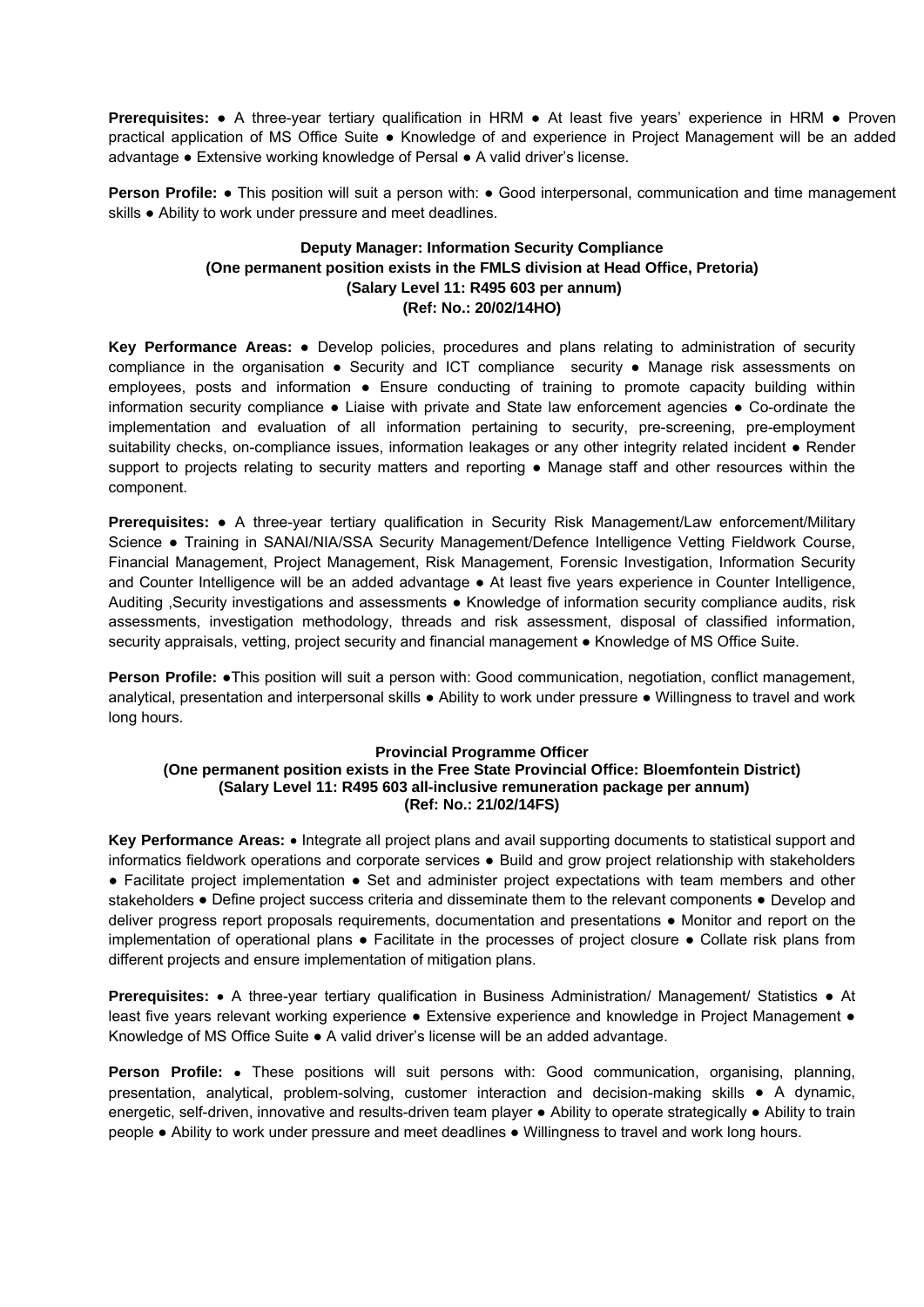**Prerequisites:** ● A three-year tertiary qualification in HRM ● At least five years' experience in HRM ● Proven practical application of MS Office Suite ● Knowledge of and experience in Project Management will be an added advantage ● Extensive working knowledge of Persal ● A valid driver's license.

**Person Profile:** ● This position will suit a person with: ● Good interpersonal, communication and time management skills ● Ability to work under pressure and meet deadlines.

**Deputy Manager: Information Security Compliance**
**(One permanent position exists in the FMLS division at Head Office, Pretoria)**
**(Salary Level 11: R495 603 per annum)**
**(Ref: No.: 20/02/14HO)**

**Key Performance Areas:** ● Develop policies, procedures and plans relating to administration of security compliance in the organisation ● Security and ICT compliance security ● Manage risk assessments on employees, posts and information ● Ensure conducting of training to promote capacity building within information security compliance ● Liaise with private and State law enforcement agencies ● Co-ordinate the implementation and evaluation of all information pertaining to security, pre-screening, pre-employment suitability checks, on-compliance issues, information leakages or any other integrity related incident ● Render support to projects relating to security matters and reporting ● Manage staff and other resources within the component.

**Prerequisites:** ● A three-year tertiary qualification in Security Risk Management/Law enforcement/Military Science ● Training in SANAI/NIA/SSA Security Management/Defence Intelligence Vetting Fieldwork Course, Financial Management, Project Management, Risk Management, Forensic Investigation, Information Security and Counter Intelligence will be an added advantage ● At least five years experience in Counter Intelligence, Auditing ,Security investigations and assessments ● Knowledge of information security compliance audits, risk assessments, investigation methodology, threads and risk assessment, disposal of classified information, security appraisals, vetting, project security and financial management ● Knowledge of MS Office Suite.

**Person Profile:** ●This position will suit a person with: Good communication, negotiation, conflict management, analytical, presentation and interpersonal skills ● Ability to work under pressure ● Willingness to travel and work long hours.

**Provincial Programme Officer**
**(One permanent position exists in the Free State Provincial Office: Bloemfontein District)**
**(Salary Level 11: R495 603 all-inclusive remuneration package per annum)**
**(Ref: No.: 21/02/14FS)**

**Key Performance Areas:** ● Integrate all project plans and avail supporting documents to statistical support and informatics fieldwork operations and corporate services ● Build and grow project relationship with stakeholders ● Facilitate project implementation ● Set and administer project expectations with team members and other stakeholders ● Define project success criteria and disseminate them to the relevant components ● Develop and deliver progress report proposals requirements, documentation and presentations ● Monitor and report on the implementation of operational plans ● Facilitate in the processes of project closure ● Collate risk plans from different projects and ensure implementation of mitigation plans.

**Prerequisites:** ● A three-year tertiary qualification in Business Administration/ Management/ Statistics ● At least five years relevant working experience ● Extensive experience and knowledge in Project Management ● Knowledge of MS Office Suite ● A valid driver's license will be an added advantage.

**Person Profile:** ● These positions will suit persons with: Good communication, organising, planning, presentation, analytical, problem-solving, customer interaction and decision-making skills ● A dynamic, energetic, self-driven, innovative and results-driven team player ● Ability to operate strategically ● Ability to train people ● Ability to work under pressure and meet deadlines ● Willingness to travel and work long hours.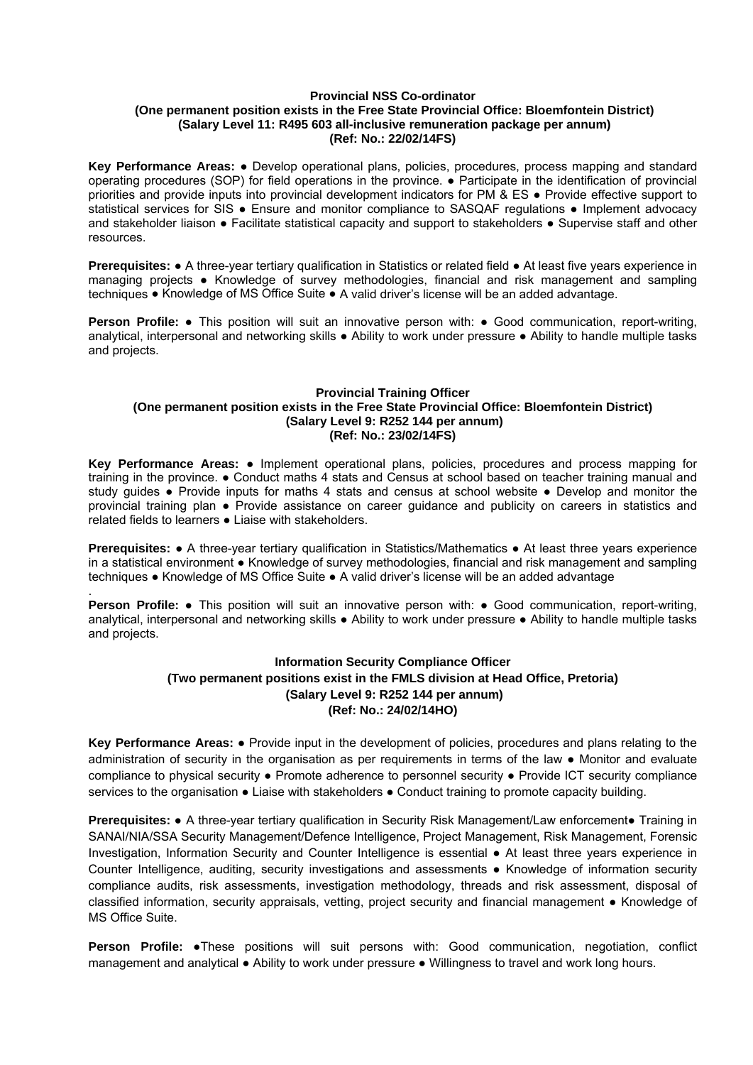**Provincial NSS Co-ordinator**
**(One permanent position exists in the Free State Provincial Office: Bloemfontein District)**
**(Salary Level 11: R495 603 all-inclusive remuneration package per annum)**
**(Ref: No.: 22/02/14FS)**

**Key Performance Areas:** ● Develop operational plans, policies, procedures, process mapping and standard operating procedures (SOP) for field operations in the province. ● Participate in the identification of provincial priorities and provide inputs into provincial development indicators for PM & ES ● Provide effective support to statistical services for SIS ● Ensure and monitor compliance to SASQAF regulations ● Implement advocacy and stakeholder liaison ● Facilitate statistical capacity and support to stakeholders ● Supervise staff and other resources.

**Prerequisites:** ● A three-year tertiary qualification in Statistics or related field ● At least five years experience in managing projects ● Knowledge of survey methodologies, financial and risk management and sampling techniques ● Knowledge of MS Office Suite ● A valid driver's license will be an added advantage.

**Person Profile:** ● This position will suit an innovative person with: ● Good communication, report-writing, analytical, interpersonal and networking skills ● Ability to work under pressure ● Ability to handle multiple tasks and projects.

**Provincial Training Officer**
**(One permanent position exists in the Free State Provincial Office: Bloemfontein District)**
**(Salary Level 9: R252 144 per annum)**
**(Ref: No.: 23/02/14FS)**

**Key Performance Areas:** ● Implement operational plans, policies, procedures and process mapping for training in the province. ● Conduct maths 4 stats and Census at school based on teacher training manual and study guides ● Provide inputs for maths 4 stats and census at school website ● Develop and monitor the provincial training plan ● Provide assistance on career guidance and publicity on careers in statistics and related fields to learners ● Liaise with stakeholders.

**Prerequisites:** ● A three-year tertiary qualification in Statistics/Mathematics ● At least three years experience in a statistical environment ● Knowledge of survey methodologies, financial and risk management and sampling techniques ● Knowledge of MS Office Suite ● A valid driver's license will be an added advantage
.

**Person Profile:** ● This position will suit an innovative person with: ● Good communication, report-writing, analytical, interpersonal and networking skills ● Ability to work under pressure ● Ability to handle multiple tasks and projects.

**Information Security Compliance Officer**
**(Two permanent positions exist in the FMLS division at Head Office, Pretoria)**
**(Salary Level 9: R252 144 per annum)**
**(Ref: No.: 24/02/14HO)**

**Key Performance Areas:** ● Provide input in the development of policies, procedures and plans relating to the administration of security in the organisation as per requirements in terms of the law ● Monitor and evaluate compliance to physical security ● Promote adherence to personnel security ● Provide ICT security compliance services to the organisation ● Liaise with stakeholders ● Conduct training to promote capacity building.

**Prerequisites:** ● A three-year tertiary qualification in Security Risk Management/Law enforcement● Training in SANAI/NIA/SSA Security Management/Defence Intelligence, Project Management, Risk Management, Forensic Investigation, Information Security and Counter Intelligence is essential ● At least three years experience in Counter Intelligence, auditing, security investigations and assessments ● Knowledge of information security compliance audits, risk assessments, investigation methodology, threads and risk assessment, disposal of classified information, security appraisals, vetting, project security and financial management ● Knowledge of MS Office Suite.

**Person Profile:** ●These positions will suit persons with: Good communication, negotiation, conflict management and analytical ● Ability to work under pressure ● Willingness to travel and work long hours.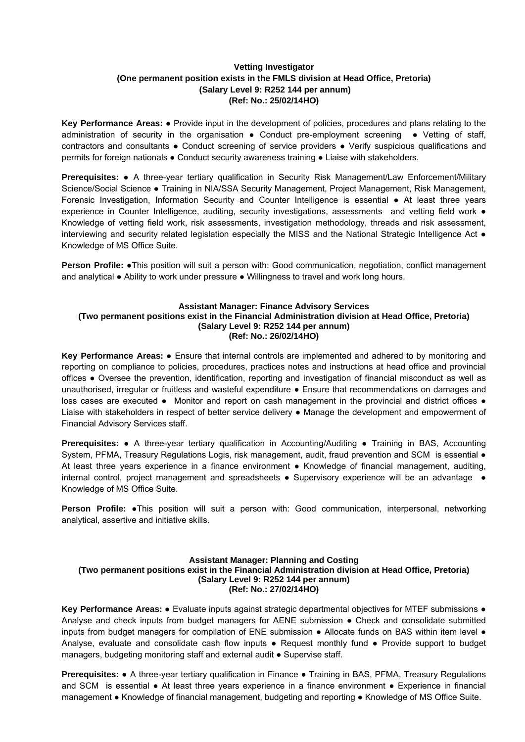**Vetting Investigator**
**(One permanent position exists in the FMLS division at Head Office, Pretoria)**
**(Salary Level 9: R252 144 per annum)**
**(Ref: No.: 25/02/14HO)**

**Key Performance Areas:** ● Provide input in the development of policies, procedures and plans relating to the administration of security in the organisation ● Conduct pre-employment screening ● Vetting of staff, contractors and consultants ● Conduct screening of service providers ● Verify suspicious qualifications and permits for foreign nationals ● Conduct security awareness training ● Liaise with stakeholders.

**Prerequisites:** ● A three-year tertiary qualification in Security Risk Management/Law Enforcement/Military Science/Social Science ● Training in NIA/SSA Security Management, Project Management, Risk Management, Forensic Investigation, Information Security and Counter Intelligence is essential ● At least three years experience in Counter Intelligence, auditing, security investigations, assessments and vetting field work ● Knowledge of vetting field work, risk assessments, investigation methodology, threads and risk assessment, interviewing and security related legislation especially the MISS and the National Strategic Intelligence Act ● Knowledge of MS Office Suite.

**Person Profile:** ●This position will suit a person with: Good communication, negotiation, conflict management and analytical ● Ability to work under pressure ● Willingness to travel and work long hours.

**Assistant Manager: Finance Advisory Services**
**(Two permanent positions exist in the Financial Administration division at Head Office, Pretoria)**
**(Salary Level 9: R252 144 per annum)**
**(Ref: No.: 26/02/14HO)**

**Key Performance Areas:** ● Ensure that internal controls are implemented and adhered to by monitoring and reporting on compliance to policies, procedures, practices notes and instructions at head office and provincial offices ● Oversee the prevention, identification, reporting and investigation of financial misconduct as well as unauthorised, irregular or fruitless and wasteful expenditure ● Ensure that recommendations on damages and loss cases are executed ● Monitor and report on cash management in the provincial and district offices ● Liaise with stakeholders in respect of better service delivery ● Manage the development and empowerment of Financial Advisory Services staff.

**Prerequisites:** ● A three-year tertiary qualification in Accounting/Auditing ● Training in BAS, Accounting System, PFMA, Treasury Regulations Logis, risk management, audit, fraud prevention and SCM is essential ● At least three years experience in a finance environment ● Knowledge of financial management, auditing, internal control, project management and spreadsheets ● Supervisory experience will be an advantage ● Knowledge of MS Office Suite.

**Person Profile:** ●This position will suit a person with: Good communication, interpersonal, networking analytical, assertive and initiative skills.

**Assistant Manager: Planning and Costing**
**(Two permanent positions exist in the Financial Administration division at Head Office, Pretoria)**
**(Salary Level 9: R252 144 per annum)**
**(Ref: No.: 27/02/14HO)**

**Key Performance Areas:** ● Evaluate inputs against strategic departmental objectives for MTEF submissions ● Analyse and check inputs from budget managers for AENE submission ● Check and consolidate submitted inputs from budget managers for compilation of ENE submission ● Allocate funds on BAS within item level ● Analyse, evaluate and consolidate cash flow inputs ● Request monthly fund ● Provide support to budget managers, budgeting monitoring staff and external audit ● Supervise staff.

**Prerequisites:** ● A three-year tertiary qualification in Finance ● Training in BAS, PFMA, Treasury Regulations and SCM is essential ● At least three years experience in a finance environment ● Experience in financial management ● Knowledge of financial management, budgeting and reporting ● Knowledge of MS Office Suite.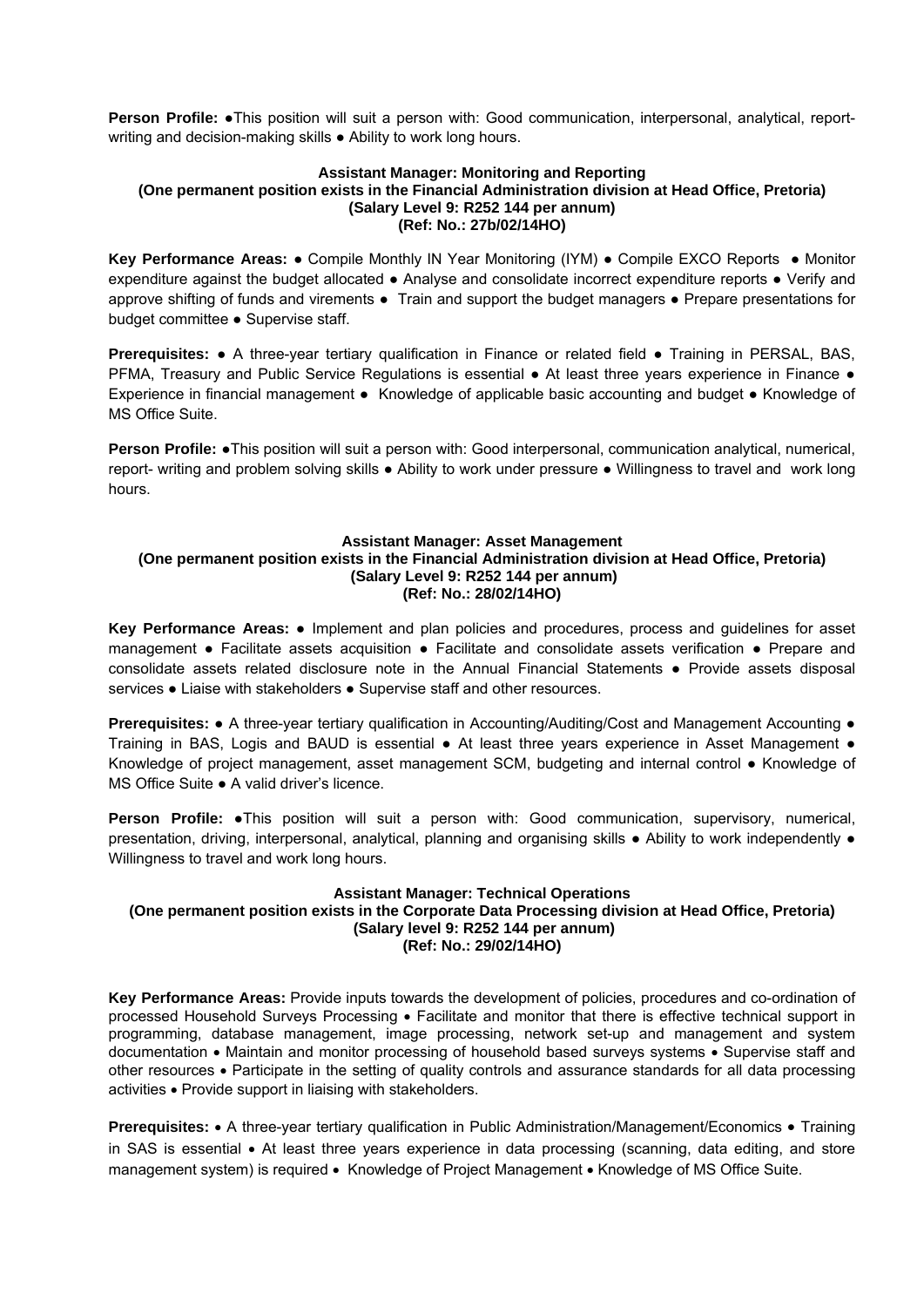**Person Profile:** ●This position will suit a person with: Good communication, interpersonal, analytical, report-writing and decision-making skills ● Ability to work long hours.

**Assistant Manager: Monitoring and Reporting**
**(One permanent position exists in the Financial Administration division at Head Office, Pretoria)**
**(Salary Level 9: R252 144 per annum)**
**(Ref: No.: 27b/02/14HO)**

**Key Performance Areas:** ● Compile Monthly IN Year Monitoring (IYM) ● Compile EXCO Reports ● Monitor expenditure against the budget allocated ● Analyse and consolidate incorrect expenditure reports ● Verify and approve shifting of funds and virements ● Train and support the budget managers ● Prepare presentations for budget committee ● Supervise staff.

**Prerequisites:** ● A three-year tertiary qualification in Finance or related field ● Training in PERSAL, BAS, PFMA, Treasury and Public Service Regulations is essential ● At least three years experience in Finance ● Experience in financial management ● Knowledge of applicable basic accounting and budget ● Knowledge of MS Office Suite.

**Person Profile:** ●This position will suit a person with: Good interpersonal, communication analytical, numerical, report- writing and problem solving skills ● Ability to work under pressure ● Willingness to travel and work long hours.

**Assistant Manager: Asset Management**
**(One permanent position exists in the Financial Administration division at Head Office, Pretoria)**
**(Salary Level 9: R252 144 per annum)**
**(Ref: No.: 28/02/14HO)**

**Key Performance Areas:** ● Implement and plan policies and procedures, process and guidelines for asset management ● Facilitate assets acquisition ● Facilitate and consolidate assets verification ● Prepare and consolidate assets related disclosure note in the Annual Financial Statements ● Provide assets disposal services ● Liaise with stakeholders ● Supervise staff and other resources.

**Prerequisites:** ● A three-year tertiary qualification in Accounting/Auditing/Cost and Management Accounting ● Training in BAS, Logis and BAUD is essential ● At least three years experience in Asset Management ● Knowledge of project management, asset management SCM, budgeting and internal control ● Knowledge of MS Office Suite ● A valid driver's licence.

**Person Profile:** ●This position will suit a person with: Good communication, supervisory, numerical, presentation, driving, interpersonal, analytical, planning and organising skills ● Ability to work independently ● Willingness to travel and work long hours.

**Assistant Manager: Technical Operations**
**(One permanent position exists in the Corporate Data Processing division at Head Office, Pretoria)**
**(Salary level 9: R252 144 per annum)**
**(Ref: No.: 29/02/14HO)**

**Key Performance Areas:** Provide inputs towards the development of policies, procedures and co-ordination of processed Household Surveys Processing • Facilitate and monitor that there is effective technical support in programming, database management, image processing, network set-up and management and system documentation • Maintain and monitor processing of household based surveys systems • Supervise staff and other resources • Participate in the setting of quality controls and assurance standards for all data processing activities • Provide support in liaising with stakeholders.

**Prerequisites:** • A three-year tertiary qualification in Public Administration/Management/Economics • Training in SAS is essential • At least three years experience in data processing (scanning, data editing, and store management system) is required • Knowledge of Project Management • Knowledge of MS Office Suite.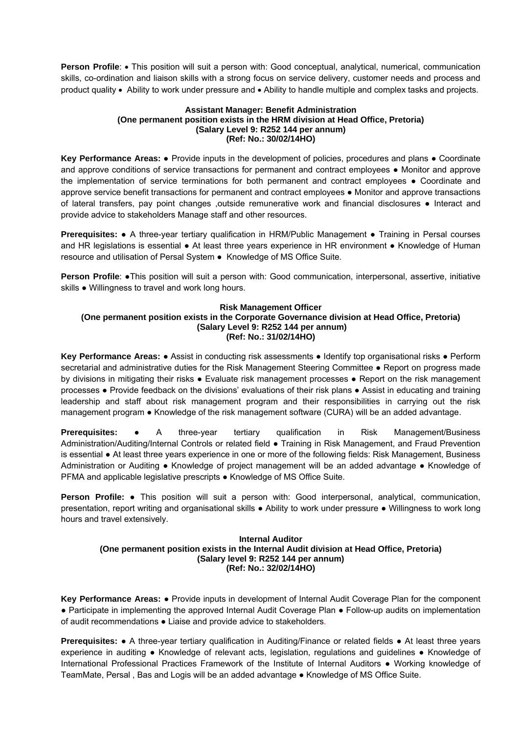**Person Profile**: • This position will suit a person with: Good conceptual, analytical, numerical, communication skills, co-ordination and liaison skills with a strong focus on service delivery, customer needs and process and product quality • Ability to work under pressure and • Ability to handle multiple and complex tasks and projects.

**Assistant Manager: Benefit Administration**
**(One permanent position exists in the HRM division at Head Office, Pretoria)**
**(Salary Level 9: R252 144 per annum)**
**(Ref: No.: 30/02/14HO)**

**Key Performance Areas:** ● Provide inputs in the development of policies, procedures and plans ● Coordinate and approve conditions of service transactions for permanent and contract employees ● Monitor and approve the implementation of service terminations for both permanent and contract employees ● Coordinate and approve service benefit transactions for permanent and contract employees ● Monitor and approve transactions of lateral transfers, pay point changes ,outside remunerative work and financial disclosures ● Interact and provide advice to stakeholders Manage staff and other resources.

**Prerequisites:** ● A three-year tertiary qualification in HRM/Public Management ● Training in Persal courses and HR legislations is essential ● At least three years experience in HR environment ● Knowledge of Human resource and utilisation of Persal System ● Knowledge of MS Office Suite.

**Person Profile**: ●This position will suit a person with: Good communication, interpersonal, assertive, initiative skills ● Willingness to travel and work long hours.

**Risk Management Officer**
**(One permanent position exists in the Corporate Governance division at Head Office, Pretoria)**
**(Salary Level 9: R252 144 per annum)**
**(Ref: No.: 31/02/14HO)**

**Key Performance Areas:** ● Assist in conducting risk assessments ● Identify top organisational risks ● Perform secretarial and administrative duties for the Risk Management Steering Committee ● Report on progress made by divisions in mitigating their risks ● Evaluate risk management processes ● Report on the risk management processes ● Provide feedback on the divisions' evaluations of their risk plans ● Assist in educating and training leadership and staff about risk management program and their responsibilities in carrying out the risk management program ● Knowledge of the risk management software (CURA) will be an added advantage.

**Prerequisites:** ● A three-year tertiary qualification in Risk Management/Business Administration/Auditing/Internal Controls or related field ● Training in Risk Management, and Fraud Prevention is essential ● At least three years experience in one or more of the following fields: Risk Management, Business Administration or Auditing ● Knowledge of project management will be an added advantage ● Knowledge of PFMA and applicable legislative prescripts ● Knowledge of MS Office Suite.

**Person Profile:** ● This position will suit a person with: Good interpersonal, analytical, communication, presentation, report writing and organisational skills ● Ability to work under pressure ● Willingness to work long hours and travel extensively.

**Internal Auditor**
**(One permanent position exists in the Internal Audit division at Head Office, Pretoria)**
**(Salary level 9: R252 144 per annum)**
**(Ref: No.: 32/02/14HO)**

**Key Performance Areas:** ● Provide inputs in development of Internal Audit Coverage Plan for the component ● Participate in implementing the approved Internal Audit Coverage Plan ● Follow-up audits on implementation of audit recommendations ● Liaise and provide advice to stakeholders.

**Prerequisites:** ● A three-year tertiary qualification in Auditing/Finance or related fields ● At least three years experience in auditing ● Knowledge of relevant acts, legislation, regulations and guidelines ● Knowledge of International Professional Practices Framework of the Institute of Internal Auditors ● Working knowledge of TeamMate, Persal , Bas and Logis will be an added advantage ● Knowledge of MS Office Suite.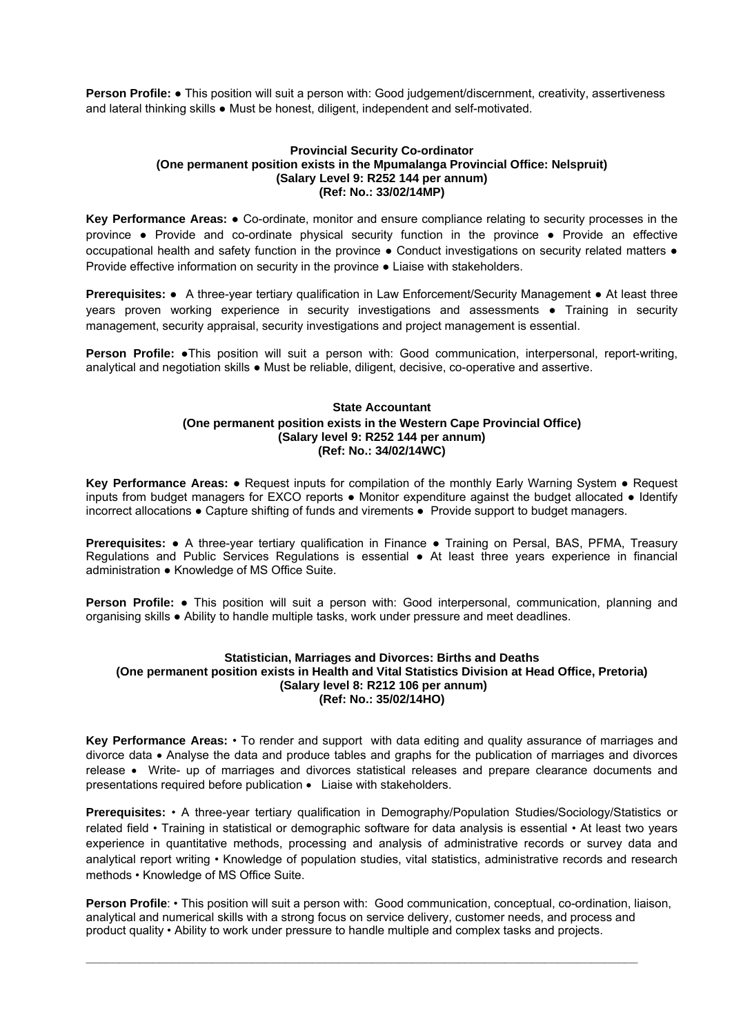**Person Profile:** ● This position will suit a person with: Good judgement/discernment, creativity, assertiveness and lateral thinking skills ● Must be honest, diligent, independent and self-motivated.

### Provincial Security Co-ordinator
**(One permanent position exists in the Mpumalanga Provincial Office: Nelspruit)**
**(Salary Level 9: R252 144 per annum)**
**(Ref: No.: 33/02/14MP)**

**Key Performance Areas:** ● Co-ordinate, monitor and ensure compliance relating to security processes in the province ● Provide and co-ordinate physical security function in the province ● Provide an effective occupational health and safety function in the province ● Conduct investigations on security related matters ● Provide effective information on security in the province ● Liaise with stakeholders.

**Prerequisites:** ● A three-year tertiary qualification in Law Enforcement/Security Management ● At least three years proven working experience in security investigations and assessments ● Training in security management, security appraisal, security investigations and project management is essential.

**Person Profile:** ●This position will suit a person with: Good communication, interpersonal, report-writing, analytical and negotiation skills ● Must be reliable, diligent, decisive, co-operative and assertive.

### State Accountant
**(One permanent position exists in the Western Cape Provincial Office)**
**(Salary level 9: R252 144 per annum)**
**(Ref: No.: 34/02/14WC)**

**Key Performance Areas:** ● Request inputs for compilation of the monthly Early Warning System ● Request inputs from budget managers for EXCO reports ● Monitor expenditure against the budget allocated ● Identify incorrect allocations ● Capture shifting of funds and virements ● Provide support to budget managers.

**Prerequisites:** ● A three-year tertiary qualification in Finance ● Training on Persal, BAS, PFMA, Treasury Regulations and Public Services Regulations is essential ● At least three years experience in financial administration ● Knowledge of MS Office Suite.

**Person Profile:** ● This position will suit a person with: Good interpersonal, communication, planning and organising skills ● Ability to handle multiple tasks, work under pressure and meet deadlines.

### Statistician, Marriages and Divorces: Births and Deaths
**(One permanent position exists in Health and Vital Statistics Division at Head Office, Pretoria)**
**(Salary level 8: R212 106 per annum)**
**(Ref: No.: 35/02/14HO)**

**Key Performance Areas:** • To render and support with data editing and quality assurance of marriages and divorce data • Analyse the data and produce tables and graphs for the publication of marriages and divorces release • Write- up of marriages and divorces statistical releases and prepare clearance documents and presentations required before publication • Liaise with stakeholders.

**Prerequisites:** • A three-year tertiary qualification in Demography/Population Studies/Sociology/Statistics or related field • Training in statistical or demographic software for data analysis is essential • At least two years experience in quantitative methods, processing and analysis of administrative records or survey data and analytical report writing • Knowledge of population studies, vital statistics, administrative records and research methods • Knowledge of MS Office Suite.

**Person Profile**: • This position will suit a person with: Good communication, conceptual, co-ordination, liaison, analytical and numerical skills with a strong focus on service delivery, customer needs, and process and product quality • Ability to work under pressure to handle multiple and complex tasks and projects.

---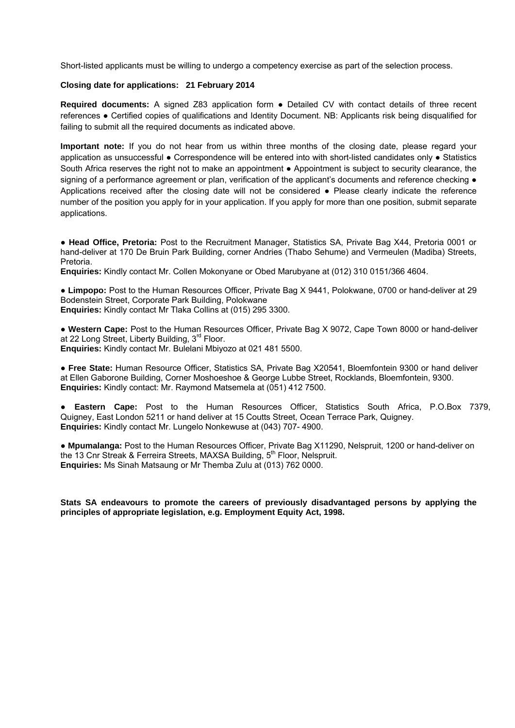Short-listed applicants must be willing to undergo a competency exercise as part of the selection process.

**Closing date for applications: 21 February 2014**

**Required documents:** A signed Z83 application form ● Detailed CV with contact details of three recent references ● Certified copies of qualifications and Identity Document. NB: Applicants risk being disqualified for failing to submit all the required documents as indicated above.

**Important note:** If you do not hear from us within three months of the closing date, please regard your application as unsuccessful ● Correspondence will be entered into with short-listed candidates only ● Statistics South Africa reserves the right not to make an appointment ● Appointment is subject to security clearance, the signing of a performance agreement or plan, verification of the applicant's documents and reference checking ● Applications received after the closing date will not be considered ● Please clearly indicate the reference number of the position you apply for in your application. If you apply for more than one position, submit separate applications.

● **Head Office, Pretoria:** Post to the Recruitment Manager, Statistics SA, Private Bag X44, Pretoria 0001 or hand-deliver at 170 De Bruin Park Building, corner Andries (Thabo Sehume) and Vermeulen (Madiba) Streets, Pretoria.
**Enquiries:** Kindly contact Mr. Collen Mokonyane or Obed Marubyane at (012) 310 0151/366 4604.

● **Limpopo:** Post to the Human Resources Officer, Private Bag X 9441, Polokwane, 0700 or hand-deliver at 29 Bodenstein Street, Corporate Park Building, Polokwane
**Enquiries:** Kindly contact Mr Tlaka Collins at (015) 295 3300.

● **Western Cape:** Post to the Human Resources Officer, Private Bag X 9072, Cape Town 8000 or hand-deliver at 22 Long Street, Liberty Building, 3rd Floor.
**Enquiries:** Kindly contact Mr. Bulelani Mbiyozo at 021 481 5500.

● **Free State:** Human Resource Officer, Statistics SA, Private Bag X20541, Bloemfontein 9300 or hand deliver at Ellen Gaborone Building, Corner Moshoeshoe & George Lubbe Street, Rocklands, Bloemfontein, 9300.
**Enquiries:** Kindly contact: Mr. Raymond Matsemela at (051) 412 7500.

● **Eastern Cape:** Post to the Human Resources Officer, Statistics South Africa, P.O.Box 7379, Quigney, East London 5211 or hand deliver at 15 Coutts Street, Ocean Terrace Park, Quigney.
**Enquiries:** Kindly contact Mr. Lungelo Nonkewuse at (043) 707- 4900.

● **Mpumalanga:** Post to the Human Resources Officer, Private Bag X11290, Nelspruit, 1200 or hand-deliver on the 13 Cnr Streak & Ferreira Streets, MAXSA Building, 5th Floor, Nelspruit.
**Enquiries:** Ms Sinah Matsaung or Mr Themba Zulu at (013) 762 0000.

**Stats SA endeavours to promote the careers of previously disadvantaged persons by applying the principles of appropriate legislation, e.g. Employment Equity Act, 1998.**